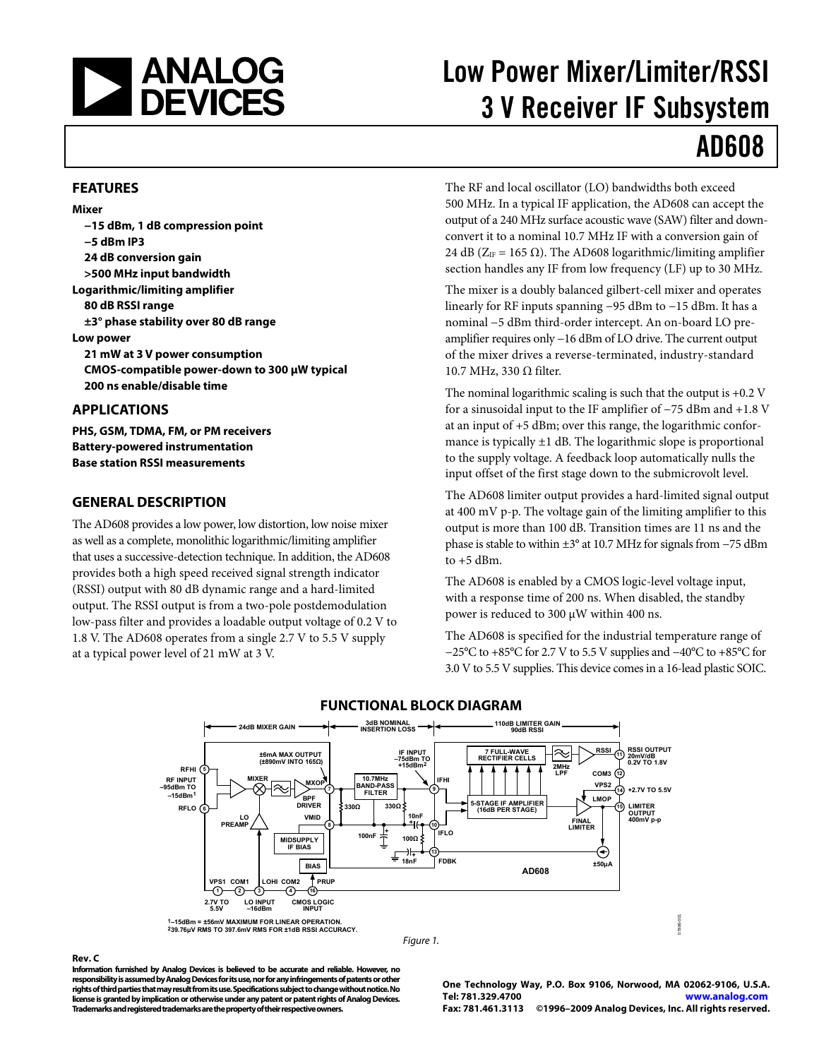# Low Power Mixer/Limiter/RSSI 3 V Receiver IF Subsystem

# AD608

## FEATURES

**Mixer**

- **−15 dBm, 1 dB compression point**
- **−5 dBm IP3**
- **24 dB conversion gain**
- **>500 MHz input bandwidth**

**Logarithmic/limiting amplifier**

- **80 dB RSSI range**
- **±3° phase stability over 80 dB range**

**Low power**

- **21 mW at 3 V power consumption**
- **CMOS-compatible power-down to 300 μW typical**
- **200 ns enable/disable time**

## APPLICATIONS

**PHS, GSM, TDMA, FM, or PM receivers**
**Battery-powered instrumentation**
**Base station RSSI measurements**

## GENERAL DESCRIPTION

The AD608 provides a low power, low distortion, low noise mixer as well as a complete, monolithic logarithmic/limiting amplifier that uses a successive-detection technique. In addition, the AD608 provides both a high speed received signal strength indicator (RSSI) output with 80 dB dynamic range and a hard-limited output. The RSSI output is from a two-pole postdemodulation low-pass filter and provides a loadable output voltage of 0.2 V to 1.8 V. The AD608 operates from a single 2.7 V to 5.5 V supply at a typical power level of 21 mW at 3 V.

The RF and local oscillator (LO) bandwidths both exceed 500 MHz. In a typical IF application, the AD608 can accept the output of a 240 MHz surface acoustic wave (SAW) filter and downconvert it to a nominal 10.7 MHz IF with a conversion gain of 24 dB ($Z_{IF}$ = 165 Ω). The AD608 logarithmic/limiting amplifier section handles any IF from low frequency (LF) up to 30 MHz.

The mixer is a doubly balanced gilbert-cell mixer and operates linearly for RF inputs spanning −95 dBm to −15 dBm. It has a nominal −5 dBm third-order intercept. An on-board LO preamplifier requires only −16 dBm of LO drive. The current output of the mixer drives a reverse-terminated, industry-standard 10.7 MHz, 330 Ω filter.

The nominal logarithmic scaling is such that the output is +0.2 V for a sinusoidal input to the IF amplifier of −75 dBm and +1.8 V at an input of +5 dBm; over this range, the logarithmic conformance is typically ±1 dB. The logarithmic slope is proportional to the supply voltage. A feedback loop automatically nulls the input offset of the first stage down to the submicrovolt level.

The AD608 limiter output provides a hard-limited signal output at 400 mV p-p. The voltage gain of the limiting amplifier to this output is more than 100 dB. Transition times are 11 ns and the phase is stable to within ±3° at 10.7 MHz for signals from −75 dBm to +5 dBm.

The AD608 is enabled by a CMOS logic-level voltage input, with a response time of 200 ns. When disabled, the standby power is reduced to 300 μW within 400 ns.

The AD608 is specified for the industrial temperature range of −25°C to +85°C for 2.7 V to 5.5 V supplies and −40°C to +85°C for 3.0 V to 5.5 V supplies. This device comes in a 16-lead plastic SOIC.

## FUNCTIONAL BLOCK DIAGRAM

Figure 1.

[1]−15dBm = ±56mV MAXIMUM FOR LINEAR OPERATION.
[2]39.76μV RMS TO 397.6mV RMS FOR ±1dB RSSI ACCURACY.

**Rev. C**

**Information furnished by Analog Devices is believed to be accurate and reliable. However, no responsibility is assumed by Analog Devices for its use, nor for any infringements of patents or other rights of third parties that may result from its use. Specifications subject to change without notice. No license is granted by implication or otherwise under any patent or patent rights of Analog Devices. Trademarks and registered trademarks are the property of their respective owners.**

**One Technology Way, P.O. Box 9106, Norwood, MA 02062-9106, U.S.A.**
**Tel: 781.329.4700 www.analog.com**
**Fax: 781.461.3113 ©1996–2009 Analog Devices, Inc. All rights reserved.**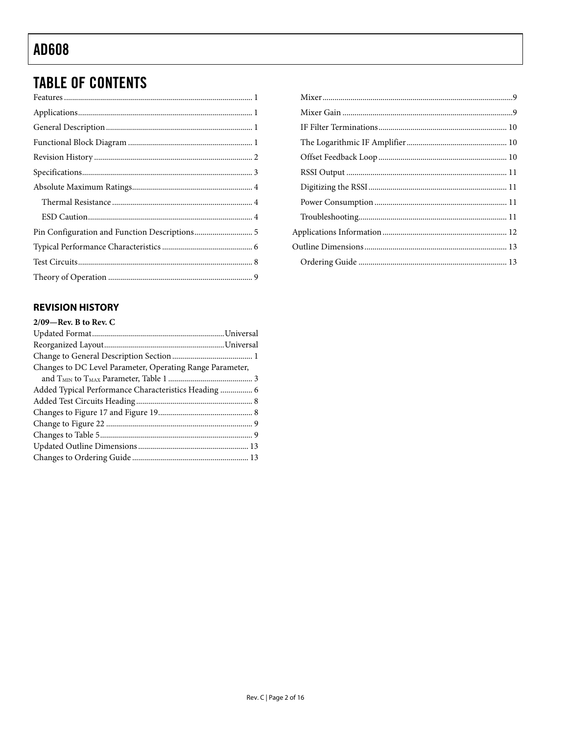## TABLE OF CONTENTS

Features ... 1
Applications ... 1
General Description ... 1
Functional Block Diagram ... 1
Revision History ... 2
Specifications ... 3
Absolute Maximum Ratings ... 4
  Thermal Resistance ... 4
  ESD Caution ... 4
Pin Configuration and Function Descriptions ... 5
Typical Performance Characteristics ... 6
Test Circuits ... 8
Theory of Operation ... 9
  Mixer ... 9
  Mixer Gain ... 9
  IF Filter Terminations ... 10
  The Logarithmic IF Amplifier ... 10
  Offset Feedback Loop ... 10
  RSSI Output ... 11
  Digitizing the RSSI ... 11
  Power Consumption ... 11
  Troubleshooting ... 11
Applications Information ... 12
Outline Dimensions ... 13
  Ordering Guide ... 13

### REVISION HISTORY

**2/09—Rev. B to Rev. C**

Updated Format ... Universal
Reorganized Layout ... Universal
Change to General Description Section ... 1
Changes to DC Level Parameter, Operating Range Parameter, and $T_{MIN}$ to $T_{MAX}$ Parameter, Table 1 ... 3
Added Typical Performance Characteristics Heading ... 6
Added Test Circuits Heading ... 8
Changes to Figure 17 and Figure 19 ... 8
Change to Figure 22 ... 9
Changes to Table 5 ... 9
Updated Outline Dimensions ... 13
Changes to Ordering Guide ... 13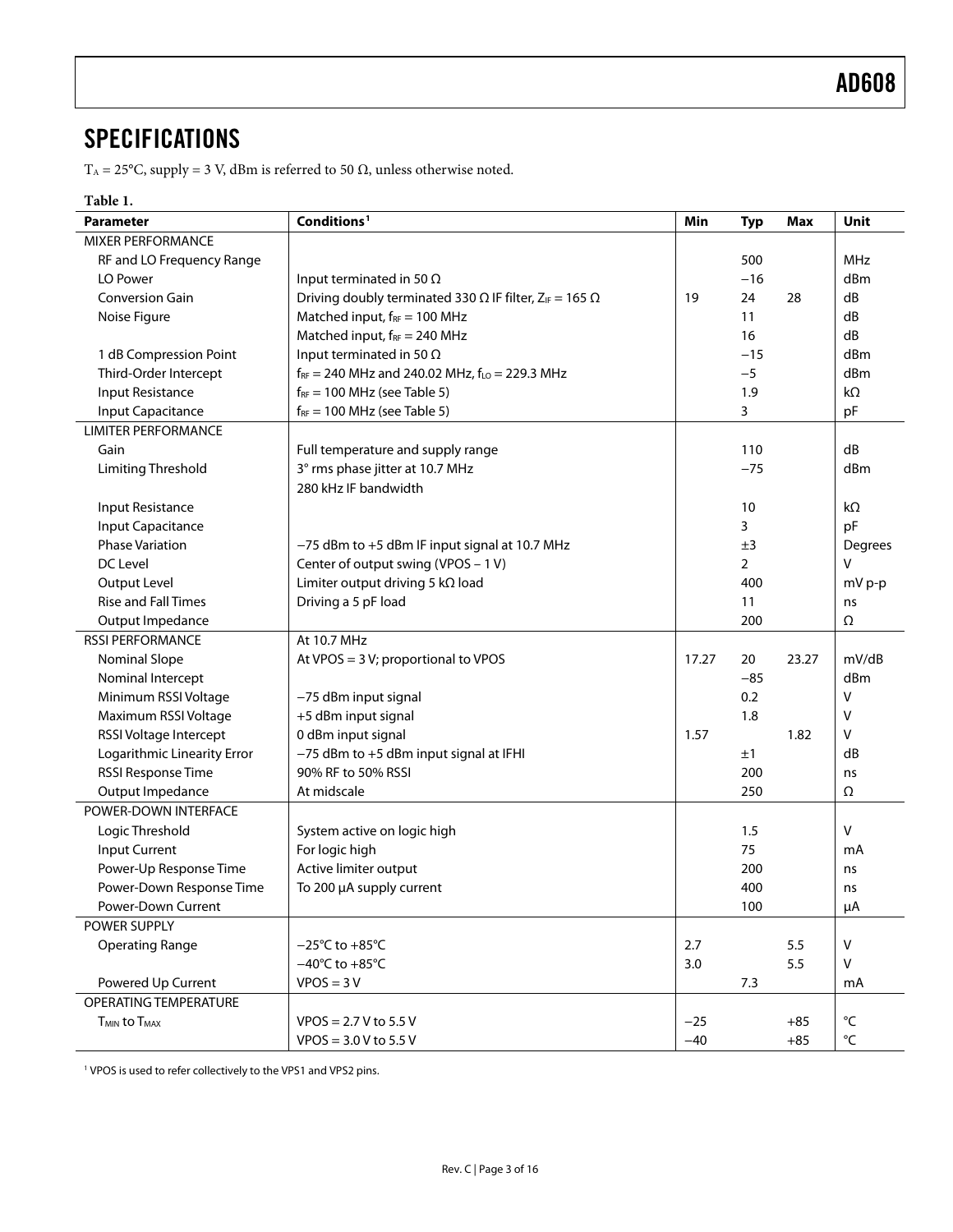## SPECIFICATIONS

$T_A$ = 25°C, supply = 3 V, dBm is referred to 50 Ω, unless otherwise noted.

**Table 1.**

| Parameter | Conditions[1] | Min | Typ | Max | Unit |
|---|---|---|---|---|---|
| MIXER PERFORMANCE | | | | | |
| RF and LO Frequency Range | | | 500 | | MHz |
| LO Power | Input terminated in 50 Ω | | −16 | | dBm |
| Conversion Gain | Driving doubly terminated 330 Ω IF filter, $Z_{IF}$ = 165 Ω | 19 | 24 | 28 | dB |
| Noise Figure | Matched input, $f_{RF}$ = 100 MHz | | 11 | | dB |
| | Matched input, $f_{RF}$ = 240 MHz | | 16 | | dB |
| 1 dB Compression Point | Input terminated in 50 Ω | | −15 | | dBm |
| Third-Order Intercept | $f_{RF}$ = 240 MHz and 240.02 MHz, $f_{LO}$ = 229.3 MHz | | −5 | | dBm |
| Input Resistance | $f_{RF}$ = 100 MHz (see Table 5) | | 1.9 | | kΩ |
| Input Capacitance | $f_{RF}$ = 100 MHz (see Table 5) | | 3 | | pF |
| LIMITER PERFORMANCE | | | | | |
| Gain | Full temperature and supply range | | 110 | | dB |
| Limiting Threshold | 3° rms phase jitter at 10.7 MHz<br>280 kHz IF bandwidth | | −75 | | dBm |
| Input Resistance | | | 10 | | kΩ |
| Input Capacitance | | | 3 | | pF |
| Phase Variation | −75 dBm to +5 dBm IF input signal at 10.7 MHz | | ±3 | | Degrees |
| DC Level | Center of output swing (VPOS − 1 V) | | 2 | | V |
| Output Level | Limiter output driving 5 kΩ load | | 400 | | mV p-p |
| Rise and Fall Times | Driving a 5 pF load | | 11 | | ns |
| Output Impedance | | | 200 | | Ω |
| RSSI PERFORMANCE | At 10.7 MHz | | | | |
| Nominal Slope | At VPOS = 3 V; proportional to VPOS | 17.27 | 20 | 23.27 | mV/dB |
| Nominal Intercept | | | −85 | | dBm |
| Minimum RSSI Voltage | −75 dBm input signal | | 0.2 | | V |
| Maximum RSSI Voltage | +5 dBm input signal | | 1.8 | | V |
| RSSI Voltage Intercept | 0 dBm input signal | 1.57 | | 1.82 | V |
| Logarithmic Linearity Error | −75 dBm to +5 dBm input signal at IFHI | | ±1 | | dB |
| RSSI Response Time | 90% RF to 50% RSSI | | 200 | | ns |
| Output Impedance | At midscale | | 250 | | Ω |
| POWER-DOWN INTERFACE | | | | | |
| Logic Threshold | System active on logic high | | 1.5 | | V |
| Input Current | For logic high | | 75 | | mA |
| Power-Up Response Time | Active limiter output | | 200 | | ns |
| Power-Down Response Time | To 200 µA supply current | | 400 | | ns |
| Power-Down Current | | | 100 | | µA |
| POWER SUPPLY | | | | | |
| Operating Range | −25°C to +85°C | 2.7 | | 5.5 | V |
| | −40°C to +85°C | 3.0 | | 5.5 | V |
| Powered Up Current | VPOS = 3 V | | 7.3 | | mA |
| OPERATING TEMPERATURE | | | | | |
| $T_{MIN}$ to $T_{MAX}$ | VPOS = 2.7 V to 5.5 V | −25 | | +85 | °C |
| | VPOS = 3.0 V to 5.5 V | −40 | | +85 | °C |

[1] VPOS is used to refer collectively to the VPS1 and VPS2 pins.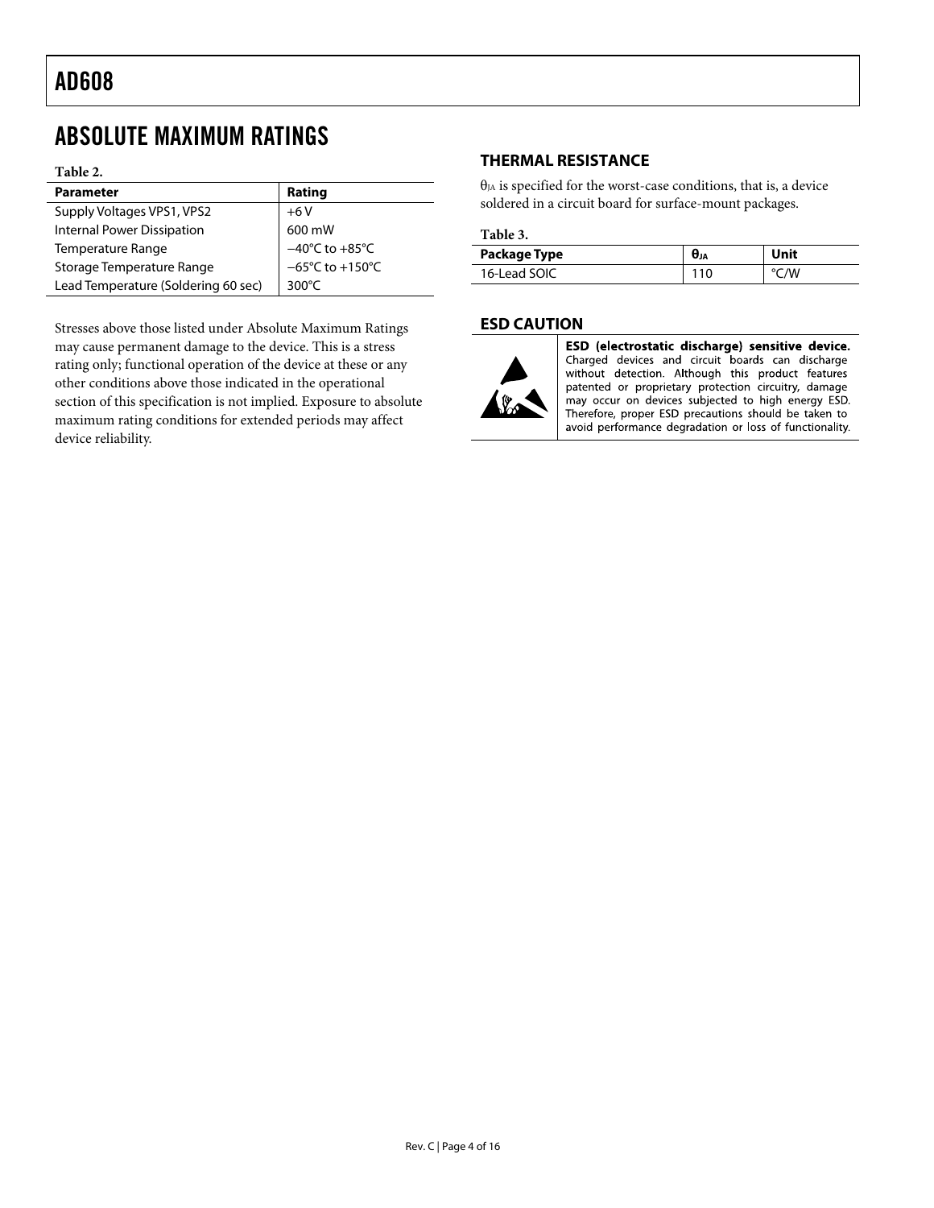## ABSOLUTE MAXIMUM RATINGS

**Table 2.**

| Parameter | Rating |
|---|---|
| Supply Voltages VPS1, VPS2 | +6 V |
| Internal Power Dissipation | 600 mW |
| Temperature Range | −40°C to +85°C |
| Storage Temperature Range | −65°C to +150°C |
| Lead Temperature (Soldering 60 sec) | 300°C |

Stresses above those listed under Absolute Maximum Ratings may cause permanent damage to the device. This is a stress rating only; functional operation of the device at these or any other conditions above those indicated in the operational section of this specification is not implied. Exposure to absolute maximum rating conditions for extended periods may affect device reliability.

### THERMAL RESISTANCE

$\theta_{JA}$ is specified for the worst-case conditions, that is, a device soldered in a circuit board for surface-mount packages.

**Table 3.**

| Package Type | $\theta_{JA}$ | Unit |
|---|---|---|
| 16-Lead SOIC | 110 | °C/W |

### ESD CAUTION

**ESD (electrostatic discharge) sensitive device.** Charged devices and circuit boards can discharge without detection. Although this product features patented or proprietary protection circuitry, damage may occur on devices subjected to high energy ESD. Therefore, proper ESD precautions should be taken to avoid performance degradation or loss of functionality.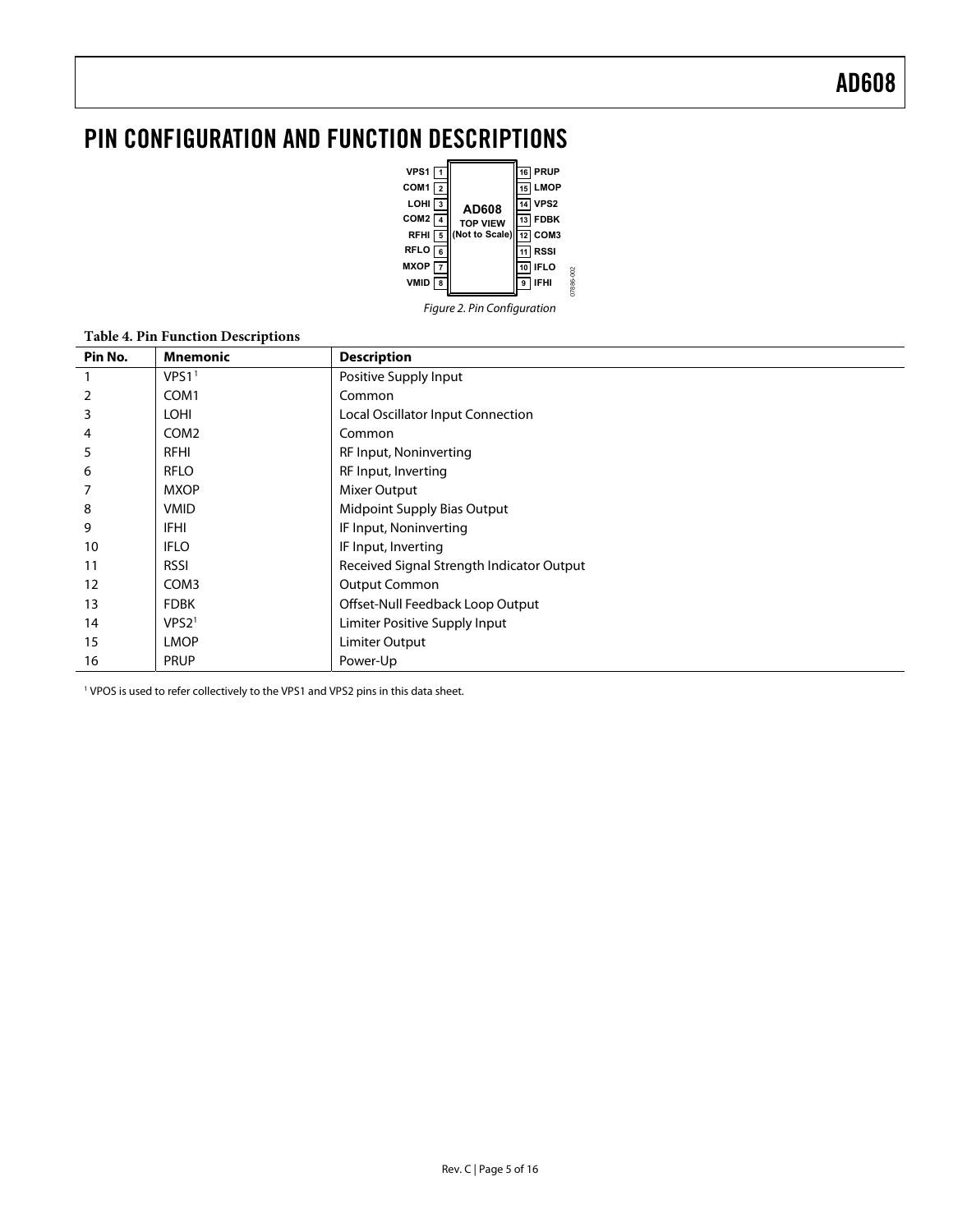# PIN CONFIGURATION AND FUNCTION DESCRIPTIONS

| | | | |
|---|---|---|---|
| VPS1 | 1 | 16 | PRUP |
| COM1 | 2 | 15 | LMOP |
| LOHI | 3 | 14 | VPS2 |
| COM2 | 4 | 13 | FDBK |
| RFHI | 5 | 12 | COM3 |
| RFLO | 6 | 11 | RSSI |
| MXOP | 7 | 10 | IFLO |
| VMID | 8 | 9 | IFHI |

AD608 TOP VIEW (Not to Scale)

Figure 2. Pin Configuration

**Table 4. Pin Function Descriptions**

| Pin No. | Mnemonic | Description |
|---|---|---|
| 1 | VPS1[1] | Positive Supply Input |
| 2 | COM1 | Common |
| 3 | LOHI | Local Oscillator Input Connection |
| 4 | COM2 | Common |
| 5 | RFHI | RF Input, Noninverting |
| 6 | RFLO | RF Input, Inverting |
| 7 | MXOP | Mixer Output |
| 8 | VMID | Midpoint Supply Bias Output |
| 9 | IFHI | IF Input, Noninverting |
| 10 | IFLO | IF Input, Inverting |
| 11 | RSSI | Received Signal Strength Indicator Output |
| 12 | COM3 | Output Common |
| 13 | FDBK | Offset-Null Feedback Loop Output |
| 14 | VPS2[1] | Limiter Positive Supply Input |
| 15 | LMOP | Limiter Output |
| 16 | PRUP | Power-Up |

[1] VPOS is used to refer collectively to the VPS1 and VPS2 pins in this data sheet.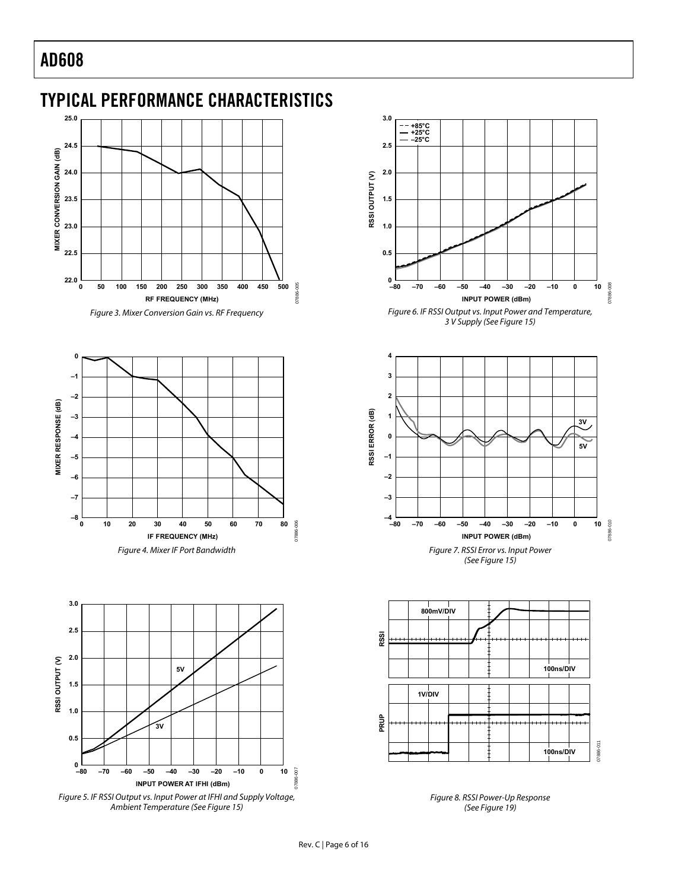## TYPICAL PERFORMANCE CHARACTERISTICS

Figure 3. Mixer Conversion Gain vs. RF Frequency

Figure 4. Mixer IF Port Bandwidth

Figure 5. IF RSSI Output vs. Input Power at IFHI and Supply Voltage, Ambient Temperature (See Figure 15)

Figure 6. IF RSSI Output vs. Input Power and Temperature, 3 V Supply (See Figure 15)

Figure 7. RSSI Error vs. Input Power (See Figure 15)

Figure 8. RSSI Power-Up Response (See Figure 19)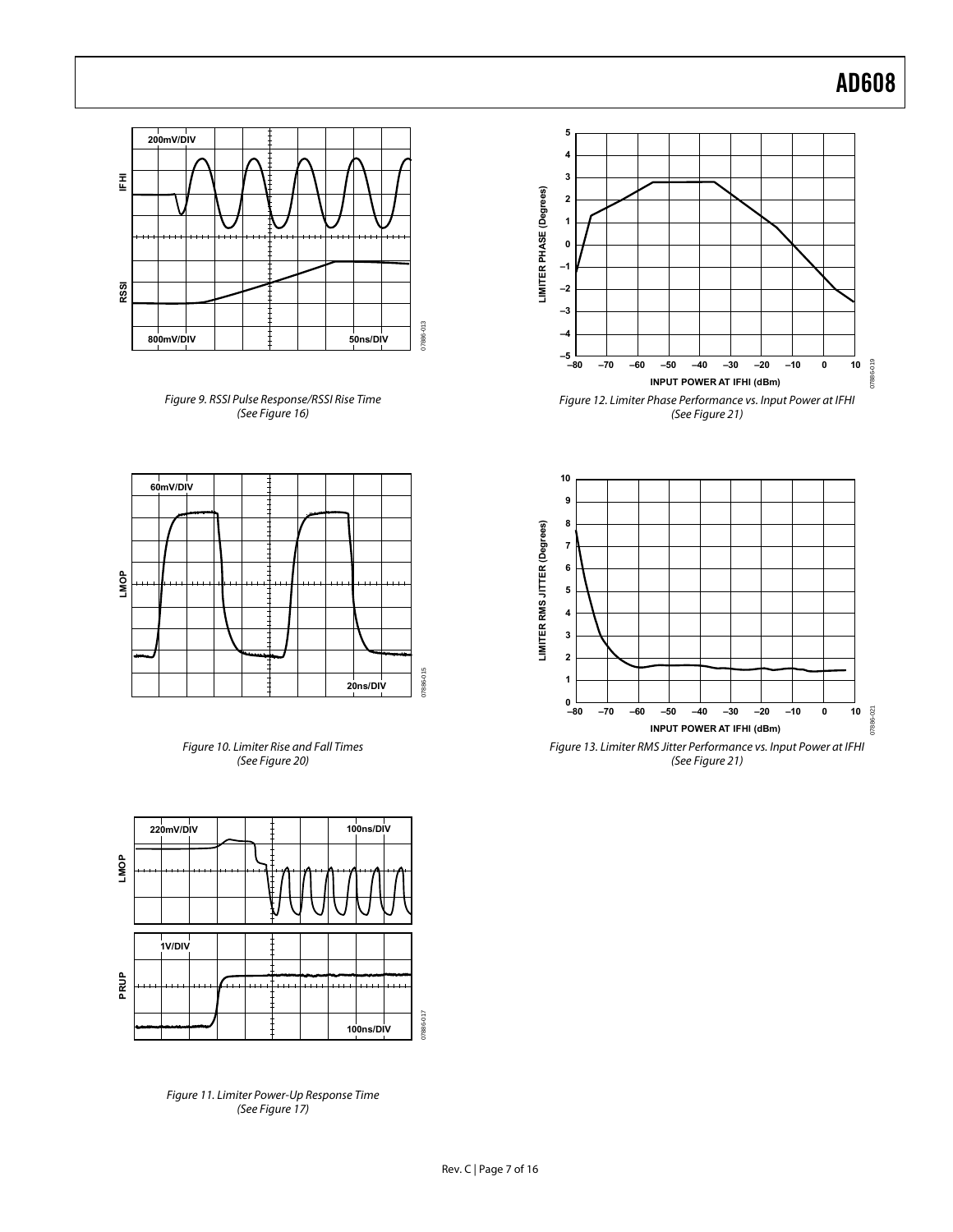Figure 9. RSSI Pulse Response/RSSI Rise Time (See Figure 16)

Figure 10. Limiter Rise and Fall Times (See Figure 20)

Figure 11. Limiter Power-Up Response Time (See Figure 17)

Figure 12. Limiter Phase Performance vs. Input Power at IFHI (See Figure 21)

Figure 13. Limiter RMS Jitter Performance vs. Input Power at IFHI (See Figure 21)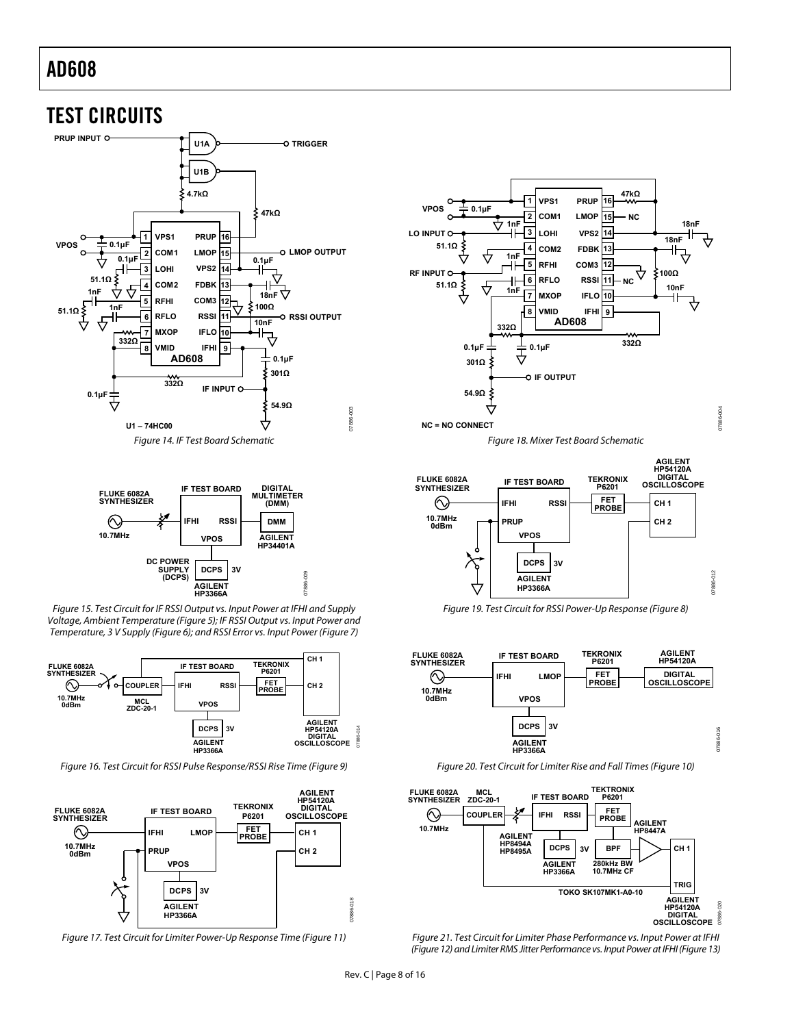## TEST CIRCUITS

Figure 14. IF Test Board Schematic

Figure 15. Test Circuit for IF RSSI Output vs. Input Power at IFHI and Supply Voltage, Ambient Temperature (Figure 5); IF RSSI Output vs. Input Power and Temperature, 3 V Supply (Figure 6); and RSSI Error vs. Input Power (Figure 7)

Figure 16. Test Circuit for RSSI Pulse Response/RSSI Rise Time (Figure 9)

Figure 17. Test Circuit for Limiter Power-Up Response Time (Figure 11)

Figure 18. Mixer Test Board Schematic

Figure 19. Test Circuit for RSSI Power-Up Response (Figure 8)

Figure 20. Test Circuit for Limiter Rise and Fall Times (Figure 10)

Figure 21. Test Circuit for Limiter Phase Performance vs. Input Power at IFHI (Figure 12) and Limiter RMS Jitter Performance vs. Input Power at IFHI (Figure 13)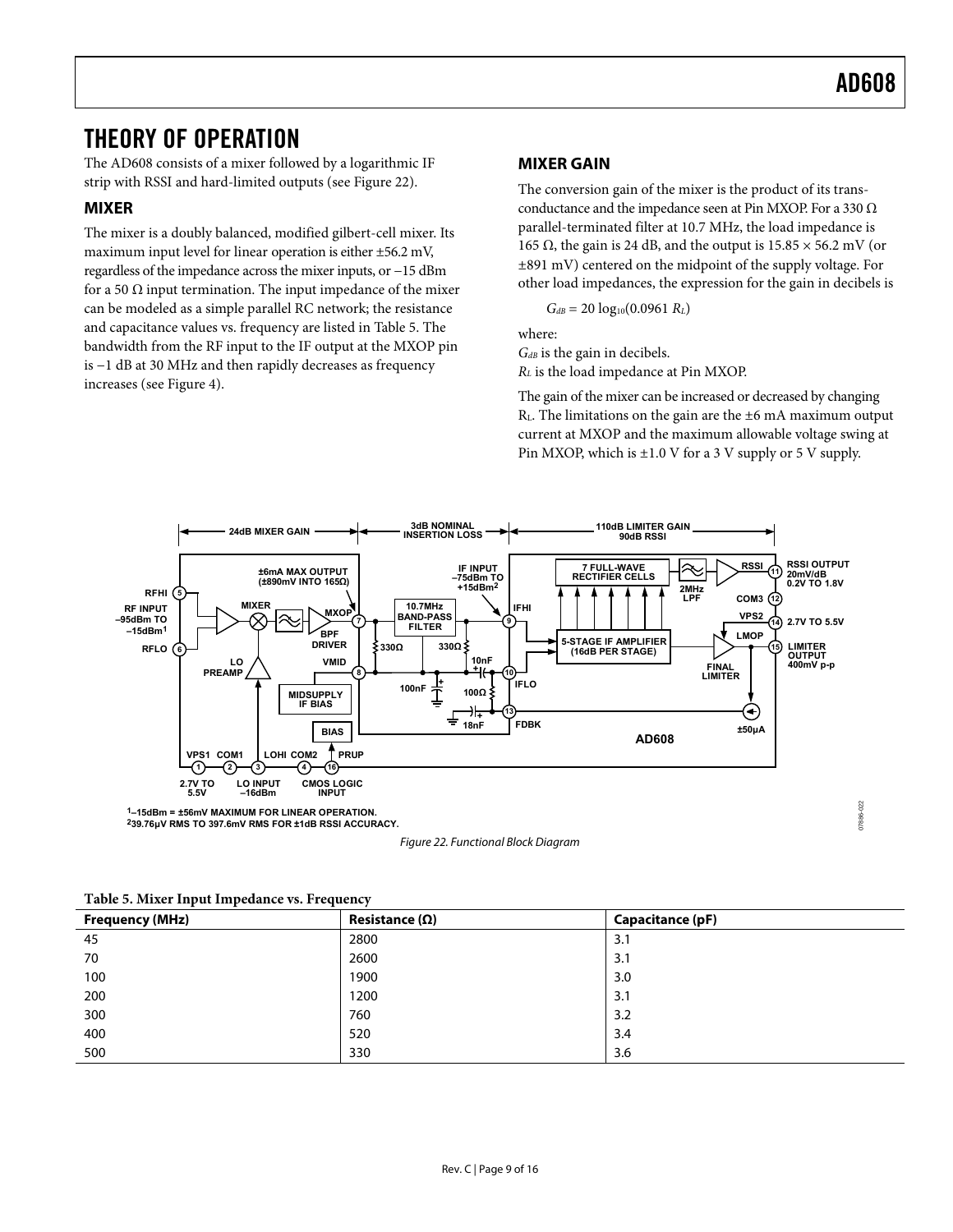# THEORY OF OPERATION

The AD608 consists of a mixer followed by a logarithmic IF strip with RSSI and hard-limited outputs (see Figure 22).

## MIXER

The mixer is a doubly balanced, modified gilbert-cell mixer. Its maximum input level for linear operation is either ±56.2 mV, regardless of the impedance across the mixer inputs, or −15 dBm for a 50 Ω input termination. The input impedance of the mixer can be modeled as a simple parallel RC network; the resistance and capacitance values vs. frequency are listed in Table 5. The bandwidth from the RF input to the IF output at the MXOP pin is −1 dB at 30 MHz and then rapidly decreases as frequency increases (see Figure 4).

## MIXER GAIN

The conversion gain of the mixer is the product of its transconductance and the impedance seen at Pin MXOP. For a 330 Ω parallel-terminated filter at 10.7 MHz, the load impedance is 165 Ω, the gain is 24 dB, and the output is 15.85 × 56.2 mV (or ±891 mV) centered on the midpoint of the supply voltage. For other load impedances, the expression for the gain in decibels is

$$G_{dB} = 20 \log_{10}(0.0961 \, R_L)$$

where:
$G_{dB}$ is the gain in decibels.
$R_L$ is the load impedance at Pin MXOP.

The gain of the mixer can be increased or decreased by changing $R_L$. The limitations on the gain are the ±6 mA maximum output current at MXOP and the maximum allowable voltage swing at Pin MXOP, which is ±1.0 V for a 3 V supply or 5 V supply.

Figure 22. Functional Block Diagram

**Table 5. Mixer Input Impedance vs. Frequency**

| Frequency (MHz) | Resistance (Ω) | Capacitance (pF) |
| --- | --- | --- |
| 45 | 2800 | 3.1 |
| 70 | 2600 | 3.1 |
| 100 | 1900 | 3.0 |
| 200 | 1200 | 3.1 |
| 300 | 760 | 3.2 |
| 400 | 520 | 3.4 |
| 500 | 330 | 3.6 |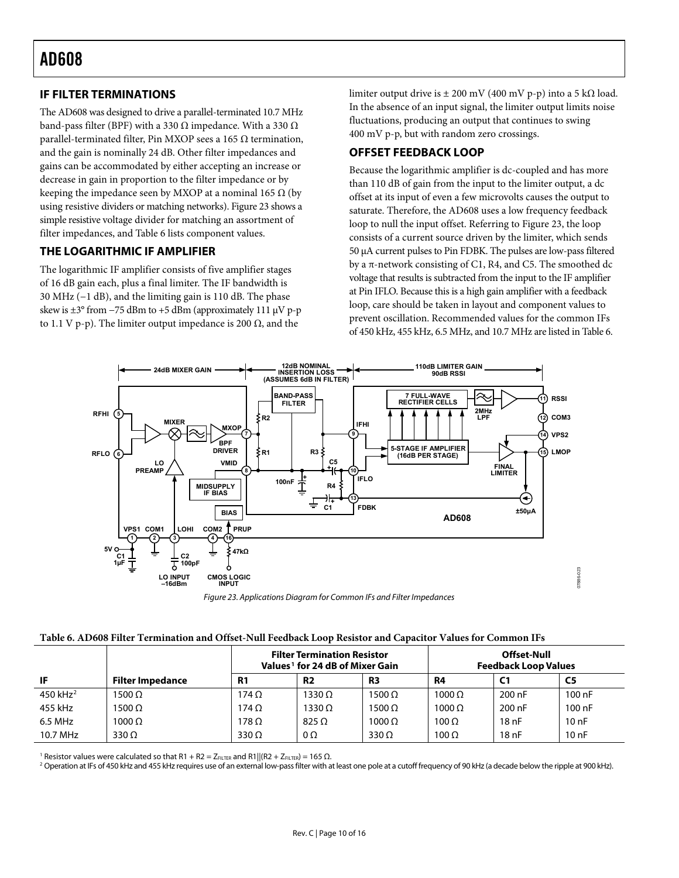## IF FILTER TERMINATIONS

The AD608 was designed to drive a parallel-terminated 10.7 MHz band-pass filter (BPF) with a 330 Ω impedance. With a 330 Ω parallel-terminated filter, Pin MXOP sees a 165 Ω termination, and the gain is nominally 24 dB. Other filter impedances and gains can be accommodated by either accepting an increase or decrease in gain in proportion to the filter impedance or by keeping the impedance seen by MXOP at a nominal 165 Ω (by using resistive dividers or matching networks). Figure 23 shows a simple resistive voltage divider for matching an assortment of filter impedances, and Table 6 lists component values.

## THE LOGARITHMIC IF AMPLIFIER

The logarithmic IF amplifier consists of five amplifier stages of 16 dB gain each, plus a final limiter. The IF bandwidth is 30 MHz (−1 dB), and the limiting gain is 110 dB. The phase skew is ±3° from −75 dBm to +5 dBm (approximately 111 μV p-p to 1.1 V p-p). The limiter output impedance is 200 Ω, and the limiter output drive is ± 200 mV (400 mV p-p) into a 5 kΩ load. In the absence of an input signal, the limiter output limits noise fluctuations, producing an output that continues to swing 400 mV p-p, but with random zero crossings.

## OFFSET FEEDBACK LOOP

Because the logarithmic amplifier is dc-coupled and has more than 110 dB of gain from the input to the limiter output, a dc offset at its input of even a few microvolts causes the output to saturate. Therefore, the AD608 uses a low frequency feedback loop to null the input offset. Referring to Figure 23, the loop consists of a current source driven by the limiter, which sends 50 μA current pulses to Pin FDBK. The pulses are low-pass filtered by a π-network consisting of C1, R4, and C5. The smoothed dc voltage that results is subtracted from the input to the IF amplifier at Pin IFLO. Because this is a high gain amplifier with a feedback loop, care should be taken in layout and component values to prevent oscillation. Recommended values for the common IFs of 450 kHz, 455 kHz, 6.5 MHz, and 10.7 MHz are listed in Table 6.

Figure 23. Applications Diagram for Common IFs and Filter Impedances

Table 6. AD608 Filter Termination and Offset-Null Feedback Loop Resistor and Capacitor Values for Common IFs

| | | Filter Termination Resistor Values[1] for 24 dB of Mixer Gain | | | Offset-Null Feedback Loop Values | | |
|---|---|---|---|---|---|---|---|
| IF | Filter Impedance | R1 | R2 | R3 | R4 | C1 | C5 |
| 450 kHz[2] | 1500 Ω | 174 Ω | 1330 Ω | 1500 Ω | 1000 Ω | 200 nF | 100 nF |
| 455 kHz | 1500 Ω | 174 Ω | 1330 Ω | 1500 Ω | 1000 Ω | 200 nF | 100 nF |
| 6.5 MHz | 1000 Ω | 178 Ω | 825 Ω | 1000 Ω | 100 Ω | 18 nF | 10 nF |
| 10.7 MHz | 330 Ω | 330 Ω | 0 Ω | 330 Ω | 100 Ω | 18 nF | 10 nF |

[1] Resistor values were calculated so that $R1 + R2 = Z_{FILTER}$ and $R1||(R2 + Z_{FILTER}) = 165\ \Omega$.

[2] Operation at IFs of 450 kHz and 455 kHz requires use of an external low-pass filter with at least one pole at a cutoff frequency of 90 kHz (a decade below the ripple at 900 kHz).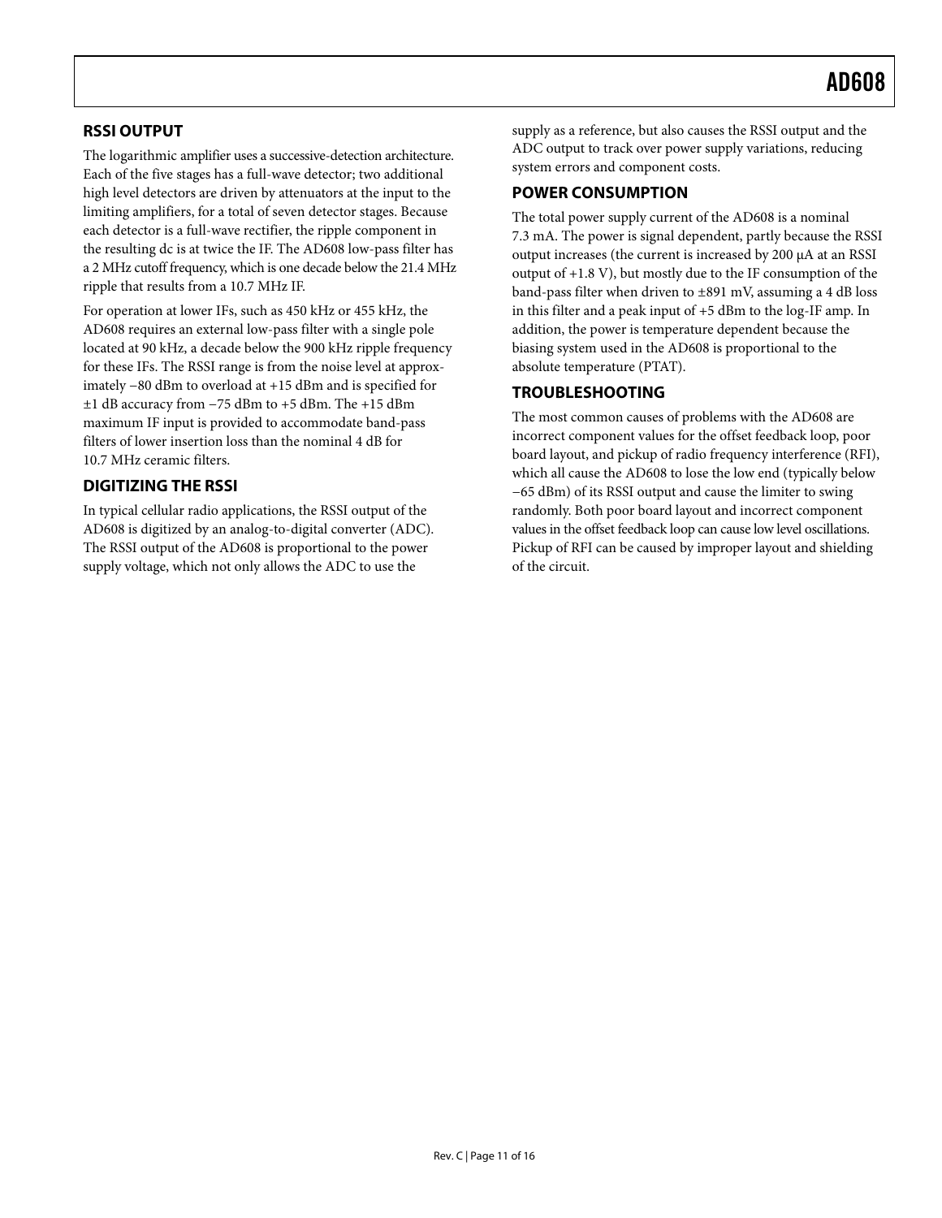## RSSI OUTPUT

The logarithmic amplifier uses a successive-detection architecture. Each of the five stages has a full-wave detector; two additional high level detectors are driven by attenuators at the input to the limiting amplifiers, for a total of seven detector stages. Because each detector is a full-wave rectifier, the ripple component in the resulting dc is at twice the IF. The AD608 low-pass filter has a 2 MHz cutoff frequency, which is one decade below the 21.4 MHz ripple that results from a 10.7 MHz IF.

For operation at lower IFs, such as 450 kHz or 455 kHz, the AD608 requires an external low-pass filter with a single pole located at 90 kHz, a decade below the 900 kHz ripple frequency for these IFs. The RSSI range is from the noise level at approximately −80 dBm to overload at +15 dBm and is specified for ±1 dB accuracy from −75 dBm to +5 dBm. The +15 dBm maximum IF input is provided to accommodate band-pass filters of lower insertion loss than the nominal 4 dB for 10.7 MHz ceramic filters.

## DIGITIZING THE RSSI

In typical cellular radio applications, the RSSI output of the AD608 is digitized by an analog-to-digital converter (ADC). The RSSI output of the AD608 is proportional to the power supply voltage, which not only allows the ADC to use the supply as a reference, but also causes the RSSI output and the ADC output to track over power supply variations, reducing system errors and component costs.

## POWER CONSUMPTION

The total power supply current of the AD608 is a nominal 7.3 mA. The power is signal dependent, partly because the RSSI output increases (the current is increased by 200 μA at an RSSI output of +1.8 V), but mostly due to the IF consumption of the band-pass filter when driven to ±891 mV, assuming a 4 dB loss in this filter and a peak input of +5 dBm to the log-IF amp. In addition, the power is temperature dependent because the biasing system used in the AD608 is proportional to the absolute temperature (PTAT).

## TROUBLESHOOTING

The most common causes of problems with the AD608 are incorrect component values for the offset feedback loop, poor board layout, and pickup of radio frequency interference (RFI), which all cause the AD608 to lose the low end (typically below −65 dBm) of its RSSI output and cause the limiter to swing randomly. Both poor board layout and incorrect component values in the offset feedback loop can cause low level oscillations. Pickup of RFI can be caused by improper layout and shielding of the circuit.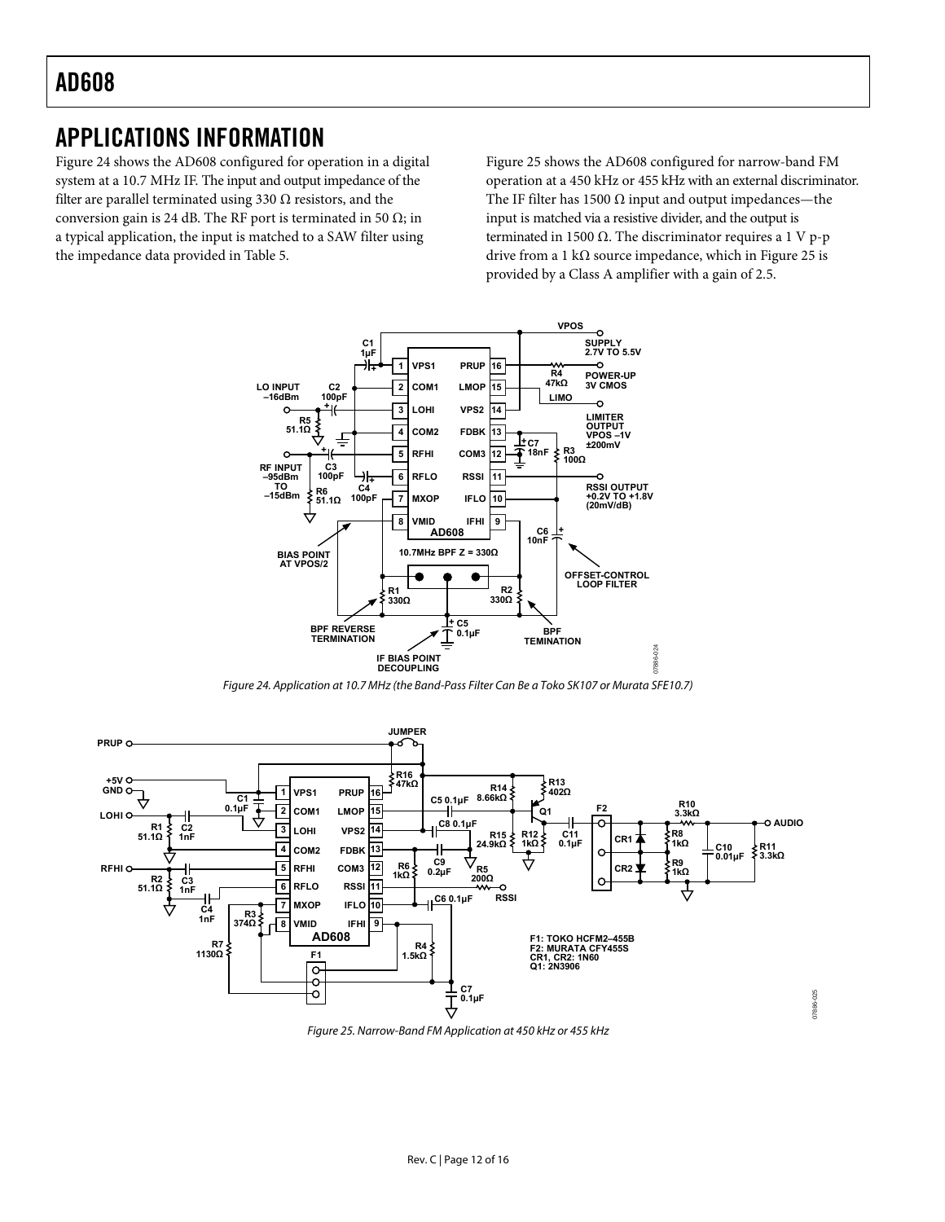## APPLICATIONS INFORMATION

Figure 24 shows the AD608 configured for operation in a digital system at a 10.7 MHz IF. The input and output impedance of the filter are parallel terminated using 330 Ω resistors, and the conversion gain is 24 dB. The RF port is terminated in 50 Ω; in a typical application, the input is matched to a SAW filter using the impedance data provided in Table 5.

Figure 25 shows the AD608 configured for narrow-band FM operation at a 450 kHz or 455 kHz with an external discriminator. The IF filter has 1500 Ω input and output impedances—the input is matched via a resistive divider, and the output is terminated in 1500 Ω. The discriminator requires a 1 V p-p drive from a 1 kΩ source impedance, which in Figure 25 is provided by a Class A amplifier with a gain of 2.5.

*Figure 24. Application at 10.7 MHz (the Band-Pass Filter Can Be a Toko SK107 or Murata SFE10.7)*

*Figure 25. Narrow-Band FM Application at 450 kHz or 455 kHz*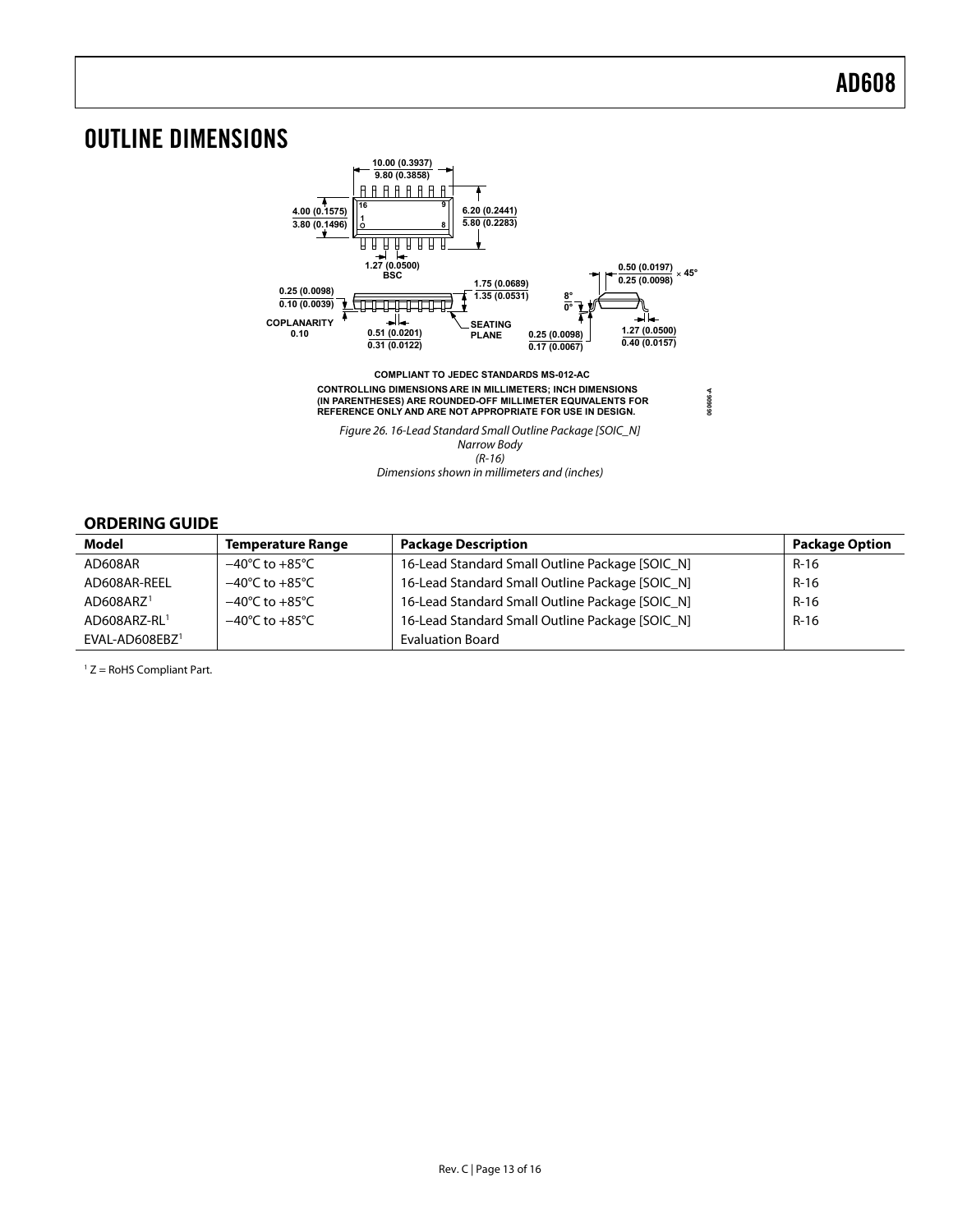# OUTLINE DIMENSIONS

COMPLIANT TO JEDEC STANDARDS MS-012-AC

CONTROLLING DIMENSIONS ARE IN MILLIMETERS; INCH DIMENSIONS (IN PARENTHESES) ARE ROUNDED-OFF MILLIMETER EQUIVALENTS FOR REFERENCE ONLY AND ARE NOT APPROPRIATE FOR USE IN DESIGN.

*Figure 26. 16-Lead Standard Small Outline Package [SOIC_N] Narrow Body (R-16) Dimensions shown in millimeters and (inches)*

## ORDERING GUIDE

| Model | Temperature Range | Package Description | Package Option |
|---|---|---|---|
| AD608AR | −40°C to +85°C | 16-Lead Standard Small Outline Package [SOIC_N] | R-16 |
| AD608AR-REEL | −40°C to +85°C | 16-Lead Standard Small Outline Package [SOIC_N] | R-16 |
| AD608ARZ[1] | −40°C to +85°C | 16-Lead Standard Small Outline Package [SOIC_N] | R-16 |
| AD608ARZ-RL[1] | −40°C to +85°C | 16-Lead Standard Small Outline Package [SOIC_N] | R-16 |
| EVAL-AD608EBZ[1] | | Evaluation Board | |

[1] Z = RoHS Compliant Part.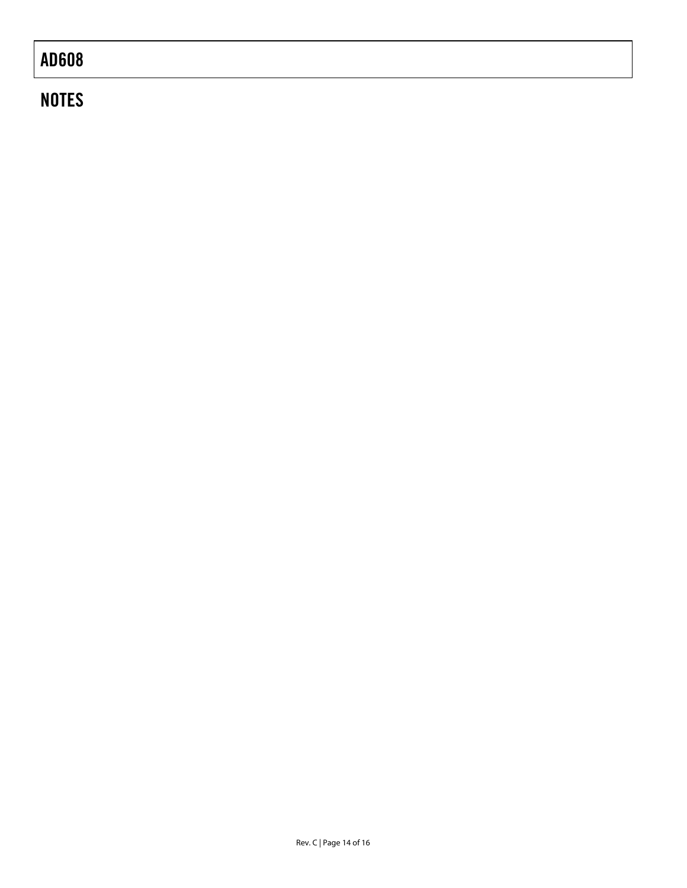## NOTES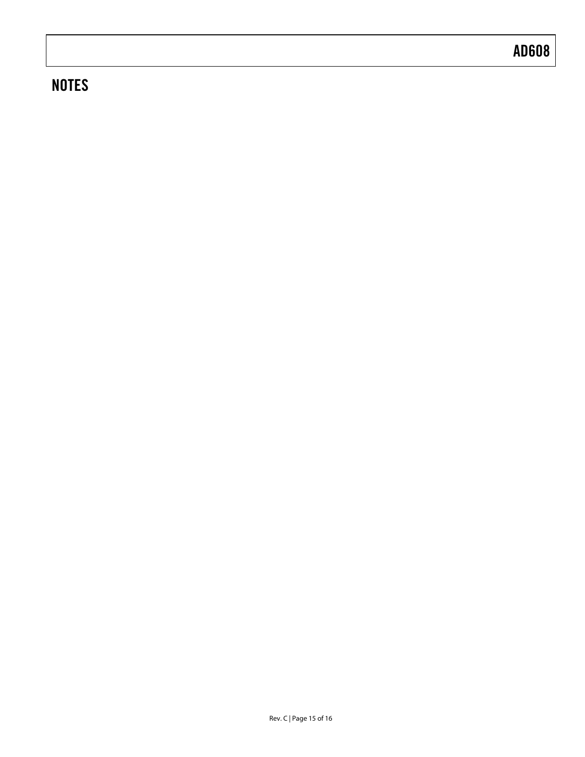## NOTES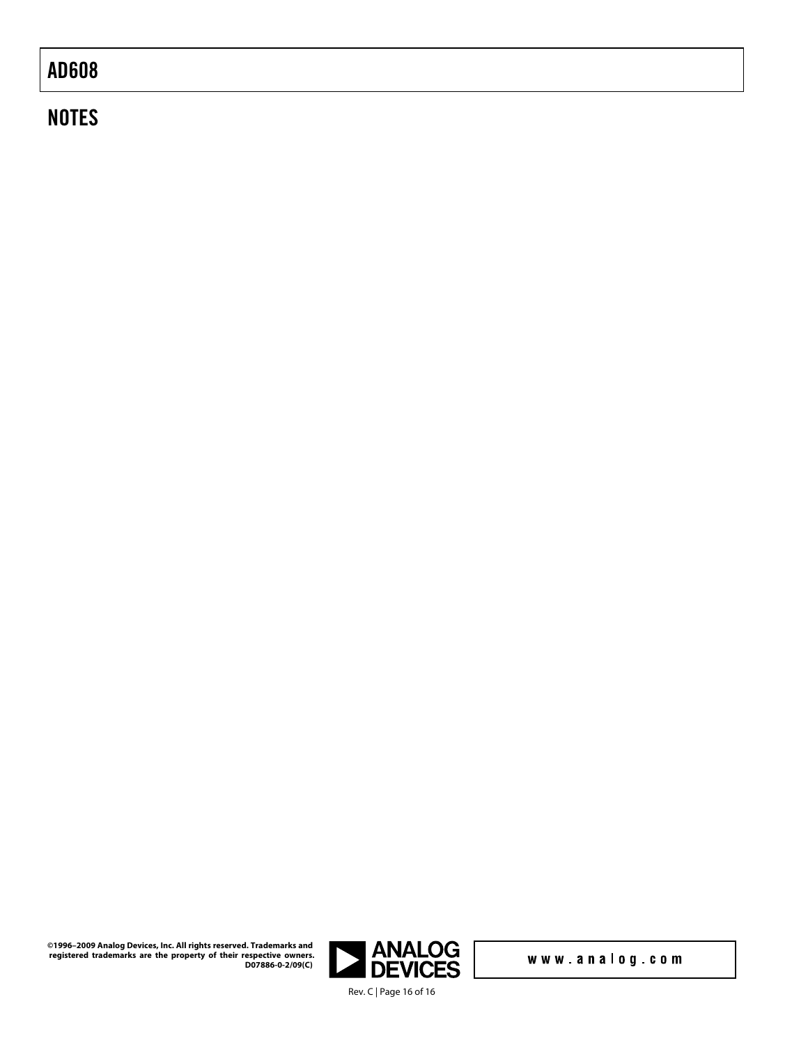## NOTES

**©1996–2009 Analog Devices, Inc. All rights reserved. Trademarks and registered trademarks are the property of their respective owners. D07886-0-2/09(C)**

www.analog.com